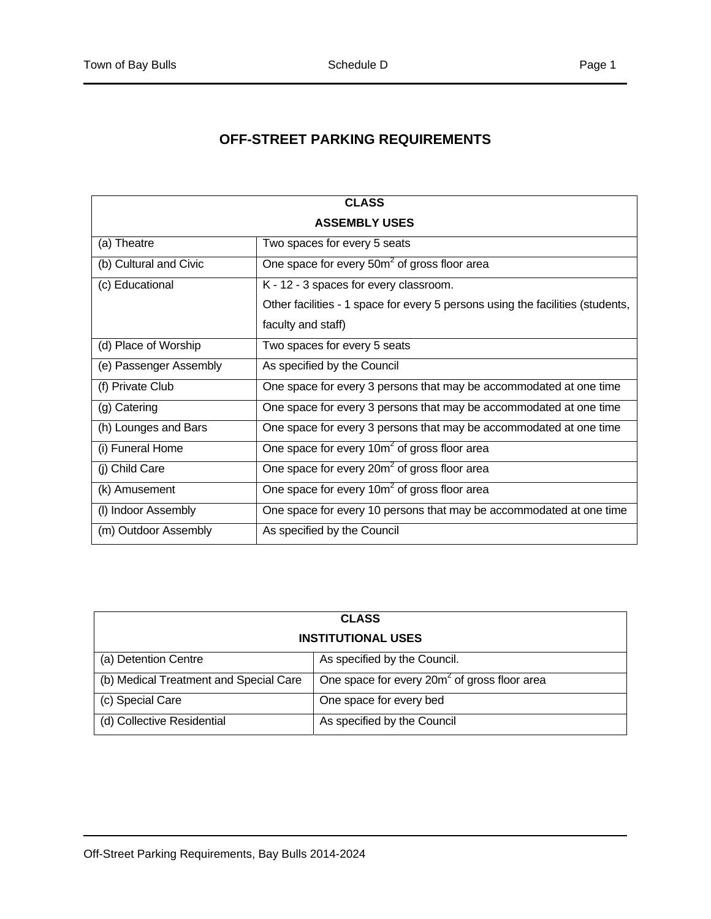# OFF-STREET PARKING REQUIREMENTS

| CLASS<br>ASSEMBLY USES | |
|---|---|
| (a) Theatre | Two spaces for every 5 seats |
| (b) Cultural and Civic | One space for every $50m^2$ of gross floor area |
| (c) Educational | K - 12 - 3 spaces for every classroom.<br>Other facilities - 1 space for every 5 persons using the facilities (students, faculty and staff) |
| (d) Place of Worship | Two spaces for every 5 seats |
| (e) Passenger Assembly | As specified by the Council |
| (f) Private Club | One space for every 3 persons that may be accommodated at one time |
| (g) Catering | One space for every 3 persons that may be accommodated at one time |
| (h) Lounges and Bars | One space for every 3 persons that may be accommodated at one time |
| (i) Funeral Home | One space for every $10m^2$ of gross floor area |
| (j) Child Care | One space for every $20m^2$ of gross floor area |
| (k) Amusement | One space for every $10m^2$ of gross floor area |
| (l) Indoor Assembly | One space for every 10 persons that may be accommodated at one time |
| (m) Outdoor Assembly | As specified by the Council |

| CLASS<br>INSTITUTIONAL USES | |
|---|---|
| (a) Detention Centre | As specified by the Council. |
| (b) Medical Treatment and Special Care | One space for every $20m^2$ of gross floor area |
| (c) Special Care | One space for every bed |
| (d) Collective Residential | As specified by the Council |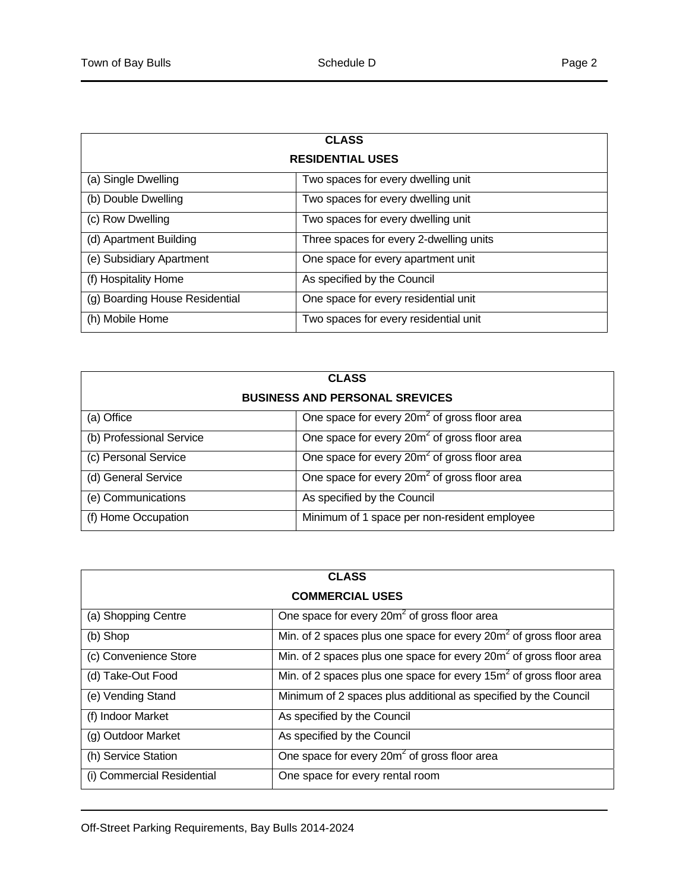| CLASS RESIDENTIAL USES | |
|---|---|
| (a) Single Dwelling | Two spaces for every dwelling unit |
| (b) Double Dwelling | Two spaces for every dwelling unit |
| (c) Row Dwelling | Two spaces for every dwelling unit |
| (d) Apartment Building | Three spaces for every 2-dwelling units |
| (e) Subsidiary Apartment | One space for every apartment unit |
| (f) Hospitality Home | As specified by the Council |
| (g) Boarding House Residential | One space for every residential unit |
| (h) Mobile Home | Two spaces for every residential unit |

| CLASS BUSINESS AND PERSONAL SREVICES | |
|---|---|
| (a) Office | One space for every $20m^2$ of gross floor area |
| (b) Professional Service | One space for every $20m^2$ of gross floor area |
| (c) Personal Service | One space for every $20m^2$ of gross floor area |
| (d) General Service | One space for every $20m^2$ of gross floor area |
| (e) Communications | As specified by the Council |
| (f) Home Occupation | Minimum of 1 space per non-resident employee |

| CLASS COMMERCIAL USES | |
|---|---|
| (a) Shopping Centre | One space for every $20m^2$ of gross floor area |
| (b) Shop | Min. of 2 spaces plus one space for every $20m^2$ of gross floor area |
| (c) Convenience Store | Min. of 2 spaces plus one space for every $20m^2$ of gross floor area |
| (d) Take-Out Food | Min. of 2 spaces plus one space for every $15m^2$ of gross floor area |
| (e) Vending Stand | Minimum of 2 spaces plus additional as specified by the Council |
| (f) Indoor Market | As specified by the Council |
| (g) Outdoor Market | As specified by the Council |
| (h) Service Station | One space for every $20m^2$ of gross floor area |
| (i) Commercial Residential | One space for every rental room |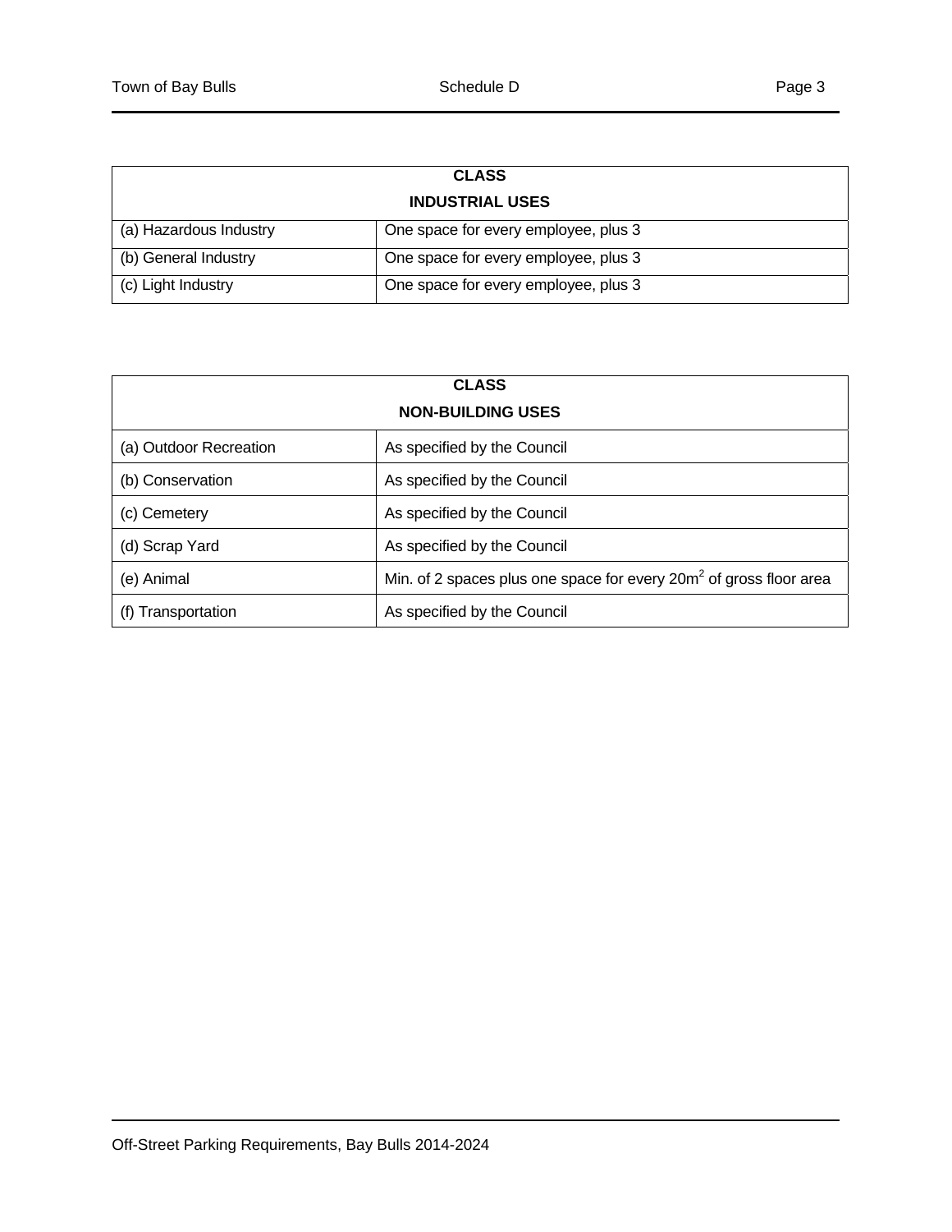| CLASS<br>INDUSTRIAL USES | |
|---|---|
| (a) Hazardous Industry | One space for every employee, plus 3 |
| (b) General Industry | One space for every employee, plus 3 |
| (c) Light Industry | One space for every employee, plus 3 |

| CLASS<br>NON-BUILDING USES | |
|---|---|
| (a) Outdoor Recreation | As specified by the Council |
| (b) Conservation | As specified by the Council |
| (c) Cemetery | As specified by the Council |
| (d) Scrap Yard | As specified by the Council |
| (e) Animal | Min. of 2 spaces plus one space for every $20m^2$ of gross floor area |
| (f) Transportation | As specified by the Council |